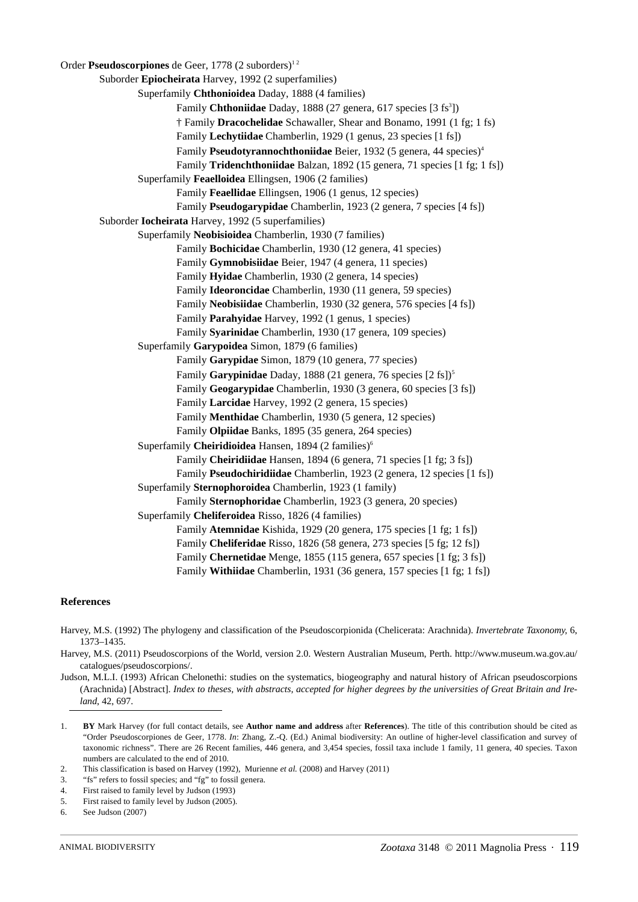Order **Pseudoscorpiones** de Geer, 1778 (2 suborders)[1 2]

- Suborder **Epiocheirata** Harvey, 1992 (2 superfamilies)
  - Superfamily **Chthonioidea** Daday, 1888 (4 families)
    - Family **Chthoniidae** Daday, 1888 (27 genera, 617 species [3 fs[3]])
    - † Family **Dracochelidae** Schawaller, Shear and Bonamo, 1991 (1 fg; 1 fs)
    - Family **Lechytiidae** Chamberlin, 1929 (1 genus, 23 species [1 fs])
    - Family **Pseudotyrannochthoniidae** Beier, 1932 (5 genera, 44 species)[4]
    - Family **Tridenchthoniidae** Balzan, 1892 (15 genera, 71 species [1 fg; 1 fs])
  - Superfamily **Feaelloidea** Ellingsen, 1906 (2 families)
    - Family **Feaellidae** Ellingsen, 1906 (1 genus, 12 species)
    - Family **Pseudogarypidae** Chamberlin, 1923 (2 genera, 7 species [4 fs])
- Suborder **Iocheirata** Harvey, 1992 (5 superfamilies)
  - Superfamily **Neobisioidea** Chamberlin, 1930 (7 families)
    - Family **Bochicidae** Chamberlin, 1930 (12 genera, 41 species)
    - Family **Gymnobisiidae** Beier, 1947 (4 genera, 11 species)
    - Family **Hyidae** Chamberlin, 1930 (2 genera, 14 species)
    - Family **Ideoroncidae** Chamberlin, 1930 (11 genera, 59 species)
    - Family **Neobisiidae** Chamberlin, 1930 (32 genera, 576 species [4 fs])
    - Family **Parahyidae** Harvey, 1992 (1 genus, 1 species)
    - Family **Syarinidae** Chamberlin, 1930 (17 genera, 109 species)
  - Superfamily **Garypoidea** Simon, 1879 (6 families)
    - Family **Garypidae** Simon, 1879 (10 genera, 77 species)
    - Family **Garypinidae** Daday, 1888 (21 genera, 76 species [2 fs])[5]
    - Family **Geogarypidae** Chamberlin, 1930 (3 genera, 60 species [3 fs])
    - Family **Larcidae** Harvey, 1992 (2 genera, 15 species)
    - Family **Menthidae** Chamberlin, 1930 (5 genera, 12 species)
    - Family **Olpiidae** Banks, 1895 (35 genera, 264 species)
  - Superfamily **Cheiridioidea** Hansen, 1894 (2 families)[6]
    - Family **Cheiridiidae** Hansen, 1894 (6 genera, 71 species [1 fg; 3 fs])
    - Family **Pseudochiridiidae** Chamberlin, 1923 (2 genera, 12 species [1 fs])
  - Superfamily **Sternophoroidea** Chamberlin, 1923 (1 family)
    - Family **Sternophoridae** Chamberlin, 1923 (3 genera, 20 species)
  - Superfamily **Cheliferoidea** Risso, 1826 (4 families)
    - Family **Atemnidae** Kishida, 1929 (20 genera, 175 species [1 fg; 1 fs])
    - Family **Cheliferidae** Risso, 1826 (58 genera, 273 species [5 fg; 12 fs])
    - Family **Chernetidae** Menge, 1855 (115 genera, 657 species [1 fg; 3 fs])
    - Family **Withiidae** Chamberlin, 1931 (36 genera, 157 species [1 fg; 1 fs])

## References

Harvey, M.S. (1992) The phylogeny and classification of the Pseudoscorpionida (Chelicerata: Arachnida). *Invertebrate Taxonomy*, 6, 1373–1435.

Harvey, M.S. (2011) Pseudoscorpions of the World, version 2.0. Western Australian Museum, Perth. http://www.museum.wa.gov.au/catalogues/pseudoscorpions/.

Judson, M.L.I. (1993) African Chelonethi: studies on the systematics, biogeography and natural history of African pseudoscorpions (Arachnida) [Abstract]. *Index to theses, with abstracts, accepted for higher degrees by the universities of Great Britain and Ireland*, 42, 697.

---

1. **BY** Mark Harvey (for full contact details, see **Author name and address** after **References**). The title of this contribution should be cited as "Order Pseudoscorpiones de Geer, 1778. *In*: Zhang, Z.-Q. (Ed.) Animal biodiversity: An outline of higher-level classification and survey of taxonomic richness". There are 26 Recent families, 446 genera, and 3,454 species, fossil taxa include 1 family, 11 genera, 40 species. Taxon numbers are calculated to the end of 2010.
2. This classification is based on Harvey (1992), Murienne *et al.* (2008) and Harvey (2011)
3. "fs" refers to fossil species; and "fg" to fossil genera.
4. First raised to family level by Judson (1993)
5. First raised to family level by Judson (2005).
6. See Judson (2007)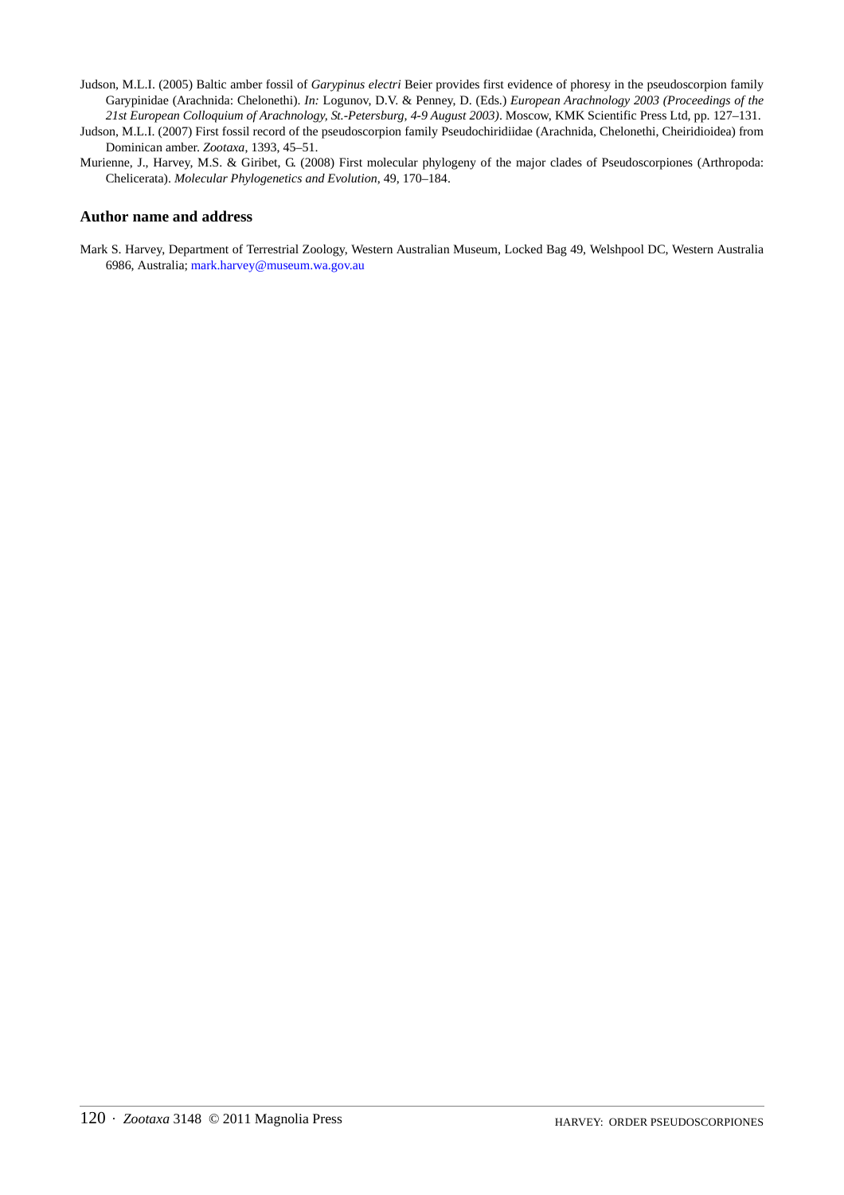Judson, M.L.I. (2005) Baltic amber fossil of *Garypinus electri* Beier provides first evidence of phoresy in the pseudoscorpion family Garypinidae (Arachnida: Chelonethi). *In:* Logunov, D.V. & Penney, D. (Eds.) *European Arachnology 2003 (Proceedings of the 21st European Colloquium of Arachnology, St.-Petersburg, 4-9 August 2003)*. Moscow, KMK Scientific Press Ltd, pp. 127–131.

Judson, M.L.I. (2007) First fossil record of the pseudoscorpion family Pseudochiridiidae (Arachnida, Chelonethi, Cheiridioidea) from Dominican amber. *Zootaxa*, 1393, 45–51.

Murienne, J., Harvey, M.S. & Giribet, G. (2008) First molecular phylogeny of the major clades of Pseudoscorpiones (Arthropoda: Chelicerata). *Molecular Phylogenetics and Evolution*, 49, 170–184.

## Author name and address

Mark S. Harvey, Department of Terrestrial Zoology, Western Australian Museum, Locked Bag 49, Welshpool DC, Western Australia 6986, Australia; mark.harvey@museum.wa.gov.au